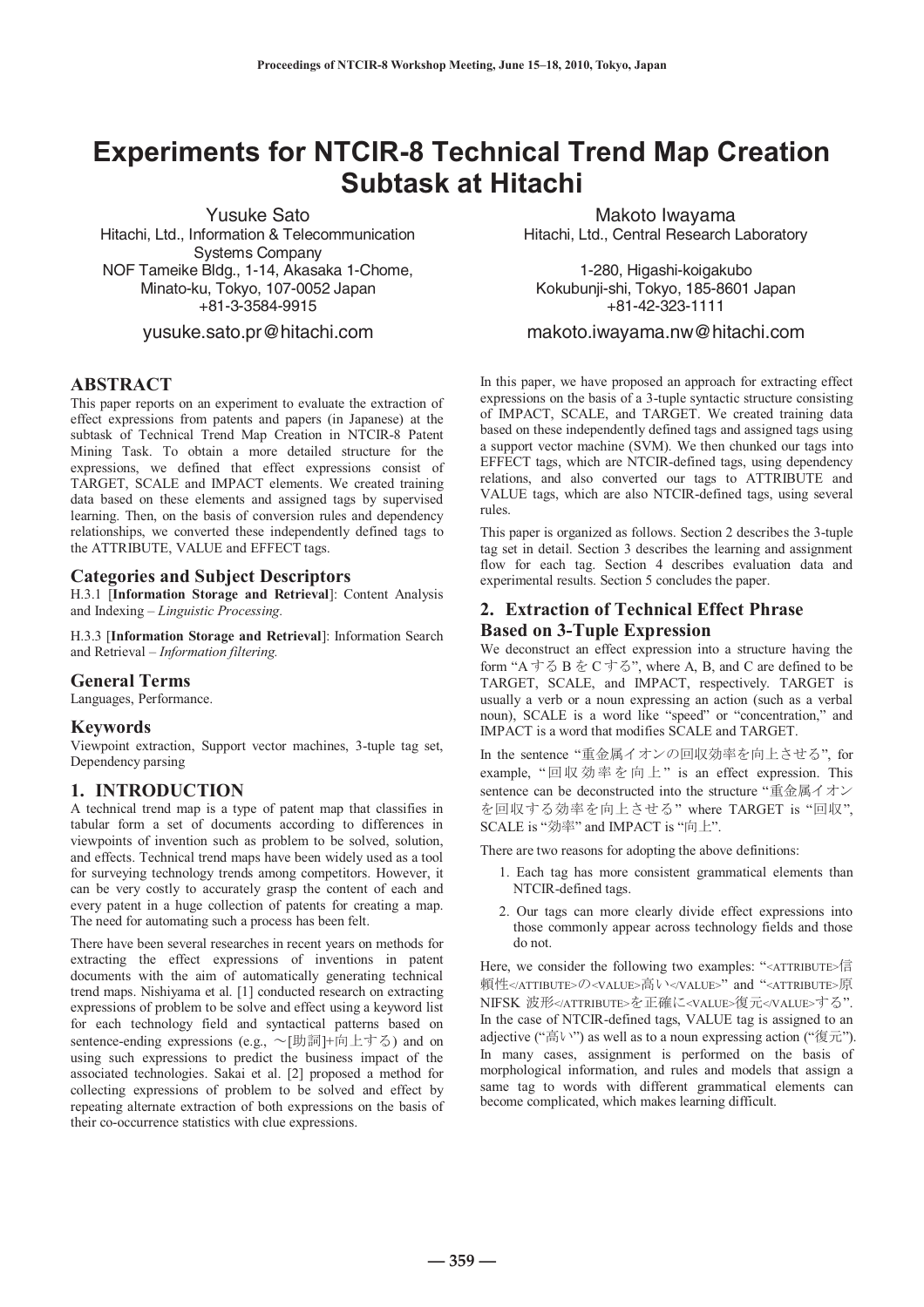# Experiments for NTCIR-8 Technical Trend Map Creation Subtask at Hitachi

Yusuke Sato
Hitachi, Ltd., Information & Telecommunication Systems Company
NOF Tameike Bldg., 1-14, Akasaka 1-Chome, Minato-ku, Tokyo, 107-0052 Japan
+81-3-3584-9915
yusuke.sato.pr@hitachi.com

Makoto Iwayama
Hitachi, Ltd., Central Research Laboratory
1-280, Higashi-koigakubo
Kokubunji-shi, Tokyo, 185-8601 Japan
+81-42-323-1111
makoto.iwayama.nw@hitachi.com

## ABSTRACT

This paper reports on an experiment to evaluate the extraction of effect expressions from patents and papers (in Japanese) at the subtask of Technical Trend Map Creation in NTCIR-8 Patent Mining Task. To obtain a more detailed structure for the expressions, we defined that effect expressions consist of TARGET, SCALE and IMPACT elements. We created training data based on these elements and assigned tags by supervised learning. Then, on the basis of conversion rules and dependency relationships, we converted these independently defined tags to the ATTRIBUTE, VALUE and EFFECT tags.

### Categories and Subject Descriptors

H.3.1 [**Information Storage and Retrieval**]: Content Analysis and Indexing – *Linguistic Processing.*

H.3.3 [**Information Storage and Retrieval**]: Information Search and Retrieval – *Information filtering.*

### General Terms

Languages, Performance.

### Keywords

Viewpoint extraction, Support vector machines, 3-tuple tag set, Dependency parsing

## 1. INTRODUCTION

A technical trend map is a type of patent map that classifies in tabular form a set of documents according to differences in viewpoints of invention such as problem to be solved, solution, and effects. Technical trend maps have been widely used as a tool for surveying technology trends among competitors. However, it can be very costly to accurately grasp the content of each and every patent in a huge collection of patents for creating a map. The need for automating such a process has been felt.

There have been several researches in recent years on methods for extracting the effect expressions of inventions in patent documents with the aim of automatically generating technical trend maps. Nishiyama et al. [1] conducted research on extracting expressions of problem to be solve and effect using a keyword list for each technology field and syntactical patterns based on sentence-ending expressions (e.g., 〜[助詞]+向上する) and on using such expressions to predict the business impact of the associated technologies. Sakai et al. [2] proposed a method for collecting expressions of problem to be solved and effect by repeating alternate extraction of both expressions on the basis of their co-occurrence statistics with clue expressions.

In this paper, we have proposed an approach for extracting effect expressions on the basis of a 3-tuple syntactic structure consisting of IMPACT, SCALE, and TARGET. We created training data based on these independently defined tags and assigned tags using a support vector machine (SVM). We then chunked our tags into EFFECT tags, which are NTCIR-defined tags, using dependency relations, and also converted our tags to ATTRIBUTE and VALUE tags, which are also NTCIR-defined tags, using several rules.

This paper is organized as follows. Section 2 describes the 3-tuple tag set in detail. Section 3 describes the learning and assignment flow for each tag. Section 4 describes evaluation data and experimental results. Section 5 concludes the paper.

## 2. Extraction of Technical Effect Phrase Based on 3-Tuple Expression

We deconstruct an effect expression into a structure having the form "A する B を C する", where A, B, and C are defined to be TARGET, SCALE, and IMPACT, respectively. TARGET is usually a verb or a noun expressing an action (such as a verbal noun), SCALE is a word like "speed" or "concentration," and IMPACT is a word that modifies SCALE and TARGET.

In the sentence "重金属イオンの回収効率を向上させる", for example, "回収効率を向上" is an effect expression. This sentence can be deconstructed into the structure "重金属イオンを回収する効率を向上させる" where TARGET is "回収", SCALE is "効率" and IMPACT is "向上".

There are two reasons for adopting the above definitions:

1. Each tag has more consistent grammatical elements than NTCIR-defined tags.
2. Our tags can more clearly divide effect expressions into those commonly appear across technology fields and those do not.

Here, we consider the following two examples: "<ATTRIBUTE>信頼性</ATTIBUTE>の<VALUE>高い</VALUE>" and "<ATTRIBUTE>原 NIFSK 波形</ATTRIBUTE>を正確に<VALUE>復元</VALUE>する". In the case of NTCIR-defined tags, VALUE tag is assigned to an adjective ("高い") as well as to a noun expressing action ("復元"). In many cases, assignment is performed on the basis of morphological information, and rules and models that assign a same tag to words with different grammatical elements can become complicated, which makes learning difficult.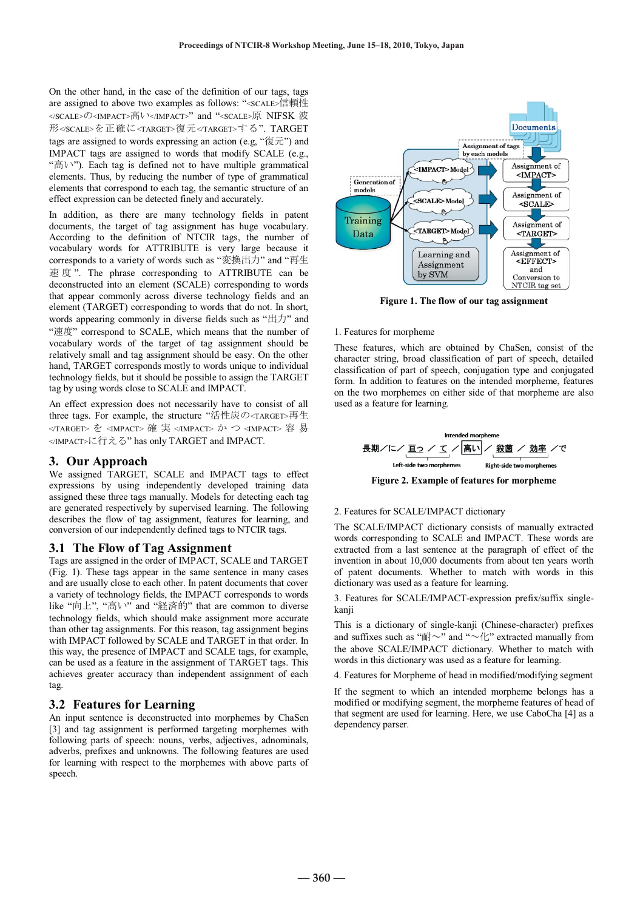On the other hand, in the case of the definition of our tags, tags are assigned to above two examples as follows: "<SCALE>信頼性</SCALE>の<IMPACT>高い</IMPACT>" and "<SCALE>原 NIFSK 波形</SCALE>を正確に<TARGET>復元</TARGET>する". TARGET tags are assigned to words expressing an action (e.g, "復元") and IMPACT tags are assigned to words that modify SCALE (e.g., "高い"). Each tag is defined not to have multiple grammatical elements. Thus, by reducing the number of type of grammatical elements that correspond to each tag, the semantic structure of an effect expression can be detected finely and accurately.

In addition, as there are many technology fields in patent documents, the target of tag assignment has huge vocabulary. According to the definition of NTCIR tags, the number of vocabulary words for ATTRIBUTE is very large because it corresponds to a variety of words such as "変換出力" and "再生速度". The phrase corresponding to ATTRIBUTE can be deconstructed into an element (SCALE) corresponding to words that appear commonly across diverse technology fields and an element (TARGET) corresponding to words that do not. In short, words appearing commonly in diverse fields such as "出力" and "速度" correspond to SCALE, which means that the number of vocabulary words of the target of tag assignment should be relatively small and tag assignment should be easy. On the other hand, TARGET corresponds mostly to words unique to individual technology fields, but it should be possible to assign the TARGET tag by using words close to SCALE and IMPACT.

An effect expression does not necessarily have to consist of all three tags. For example, the structure "活性炭の<TARGET>再生</TARGET>を<IMPACT>確実</IMPACT>かつ<IMPACT>容易</IMPACT>に行える" has only TARGET and IMPACT.

## 3. Our Approach

We assigned TARGET, SCALE and IMPACT tags to effect expressions by using independently developed training data assigned these three tags manually. Models for detecting each tag are generated respectively by supervised learning. The following describes the flow of tag assignment, features for learning, and conversion of our independently defined tags to NTCIR tags.

### 3.1 The Flow of Tag Assignment

Tags are assigned in the order of IMPACT, SCALE and TARGET (Fig. 1). These tags appear in the same sentence in many cases and are usually close to each other. In patent documents that cover a variety of technology fields, the IMPACT corresponds to words like "向上", "高い" and "経済的" that are common to diverse technology fields, which should make assignment more accurate than other tag assignments. For this reason, tag assignment begins with IMPACT followed by SCALE and TARGET in that order. In this way, the presence of IMPACT and SCALE tags, for example, can be used as a feature in the assignment of TARGET tags. This achieves greater accuracy than independent assignment of each tag.

### 3.2 Features for Learning

An input sentence is deconstructed into morphemes by ChaSen [3] and tag assignment is performed targeting morphemes with following parts of speech: nouns, verbs, adjectives, adnominals, adverbs, prefixes and unknowns. The following features are used for learning with respect to the morphemes with above parts of speech.

Documents | Assignment of tags by each model | Generation of models | Training Data | <IMPACT> Model | <SCALE> Model | <TARGET> Model | Learning and Assignment by SVM | Assignment of <IMPACT> | Assignment of <SCALE> | Assignment of <TARGET> | Assignment of <EFFECT> and Conversion to NTCIR tag set

**Figure 1. The flow of our tag assignment**

1. Features for morpheme

These features, which are obtained by ChaSen, consist of the character string, broad classification of part of speech, detailed classification of part of speech, conjugation type and conjugated form. In addition to features on the intended morpheme, features on the two morphemes on either side of that morpheme are also used as a feature for learning.

Intended morpheme

長期／に／亘っ／て／高い／殺菌／効率／で

Left-side two morphemes　　Right-side two morphemes

**Figure 2. Example of features for morpheme**

2. Features for SCALE/IMPACT dictionary

The SCALE/IMPACT dictionary consists of manually extracted words corresponding to SCALE and IMPACT. These words are extracted from a last sentence at the paragraph of effect of the invention in about 10,000 documents from about ten years worth of patent documents. Whether to match with words in this dictionary was used as a feature for learning.

3. Features for SCALE/IMPACT-expression prefix/suffix single-kanji

This is a dictionary of single-kanji (Chinese-character) prefixes and suffixes such as "耐～" and "～化" extracted manually from the above SCALE/IMPACT dictionary. Whether to match with words in this dictionary was used as a feature for learning.

4. Features for Morpheme of head in modified/modifying segment

If the segment to which an intended morpheme belongs has a modified or modifying segment, the morpheme features of head of that segment are used for learning. Here, we use CaboCha [4] as a dependency parser.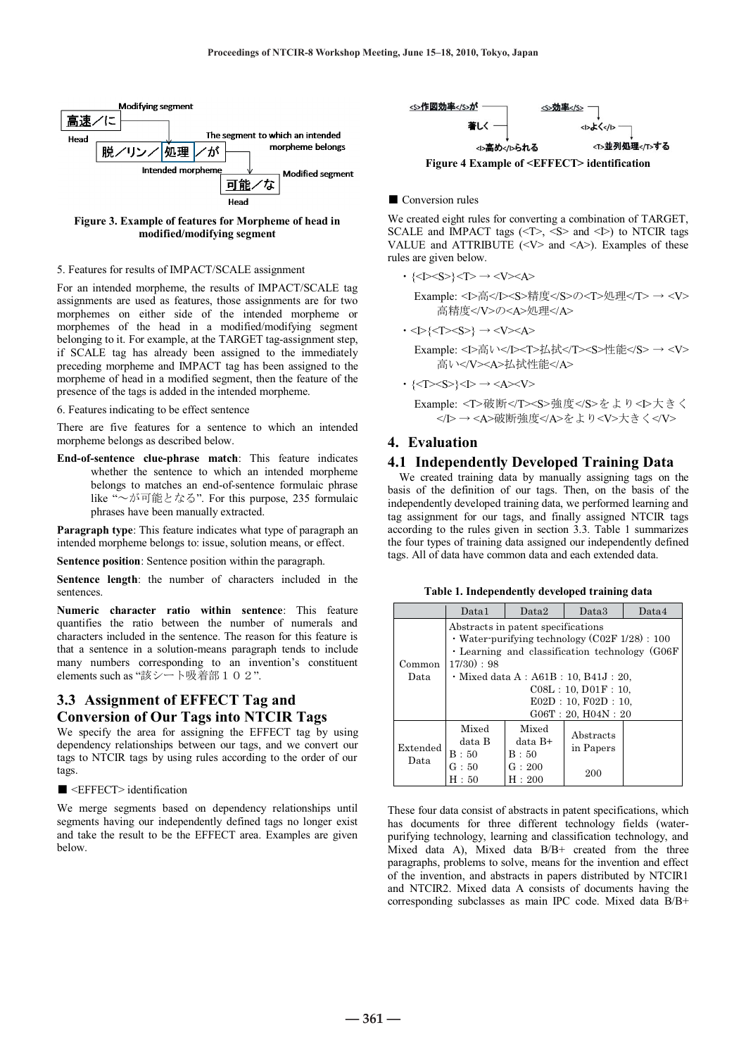Figure 3. Example of features for Morpheme of head in modified/modifying segment

5. Features for results of IMPACT/SCALE assignment

For an intended morpheme, the results of IMPACT/SCALE tag assignments are used as features, those assignments are for two morphemes on either side of the intended morpheme or morphemes of the head in a modified/modifying segment belonging to it. For example, at the TARGET tag-assignment step, if SCALE tag has already been assigned to the immediately preceding morpheme and IMPACT tag has been assigned to the morpheme of head in a modified segment, then the feature of the presence of the tags is added in the intended morpheme.

6. Features indicating to be effect sentence

There are five features for a sentence to which an intended morpheme belongs as described below.

**End-of-sentence clue-phrase match**: This feature indicates whether the sentence to which an intended morpheme belongs to matches an end-of-sentence formulaic phrase like "〜が可能となる". For this purpose, 235 formulaic phrases have been manually extracted.

**Paragraph type**: This feature indicates what type of paragraph an intended morpheme belongs to: issue, solution means, or effect.

**Sentence position**: Sentence position within the paragraph.

**Sentence length**: the number of characters included in the sentences.

**Numeric character ratio within sentence**: This feature quantifies the ratio between the number of numerals and characters included in the sentence. The reason for this feature is that a sentence in a solution-means paragraph tends to include many numbers corresponding to an invention's constituent elements such as "該シート吸着部１０２".

## 3.3 Assignment of EFFECT Tag and Conversion of Our Tags into NTCIR Tags

We specify the area for assigning the EFFECT tag by using dependency relationships between our tags, and we convert our tags to NTCIR tags by using rules according to the order of our tags.

■ <EFFECT> identification

We merge segments based on dependency relationships until segments having our independently defined tags no longer exist and take the result to be the EFFECT area. Examples are given below.

Figure 4 Example of <EFFECT> identification

■ Conversion rules

We created eight rules for converting a combination of TARGET, SCALE and IMPACT tags (<T>, <S> and <I>) to NTCIR tags VALUE and ATTRIBUTE (<V> and <A>). Examples of these rules are given below.

- {<I><S>}<T> → <V><A>

  Example: <I>高</I><S>精度</S>の<T>処理</T> → <V>高精度</V>の<A>処理</A>

- <I>{<T><S>} → <V><A>

  Example: <I>高い</I><T>払拭</T><S>性能</S> → <V>高い</V><A>払拭性能</A>

- {<T><S>}<I> → <A><V>

  Example: <T>破断</T><S>強度</S>をより<I>大きく</I> → <A>破断強度</A>をより<V>大きく</V>

# 4. Evaluation

## 4.1 Independently Developed Training Data

We created training data by manually assigning tags on the basis of the definition of our tags. Then, on the basis of the independently developed training data, we performed learning and tag assignment for our tags, and finally assigned NTCIR tags according to the rules given in section 3.3. Table 1 summarizes the four types of training data assigned our independently defined tags. All of data have common data and each extended data.

Table 1. Independently developed training data

| | Data1 | Data2 | Data3 | Data4 |
|---|---|---|---|---|
| Common Data | Abstracts in patent specifications<br>・Water-purifying technology (C02F 1/28)：100<br>・Learning and classification technology (G06F 17/30)：98<br>・Mixed data A：A61B：10, B41J：20, C08L：10, D01F：10, E02D：10, F02D：10, G06T：20, H04N：20 | | | |
| Extended Data | Mixed data B<br>B：50<br>G：50<br>H：50 | Mixed data B+<br>B：50<br>G：200<br>H：200 | Abstracts in Papers<br>200 | |

These four data consist of abstracts in patent specifications, which has documents for three different technology fields (water-purifying technology, learning and classification technology, and Mixed data A), Mixed data B/B+ created from the three paragraphs, problems to solve, means for the invention and effect of the invention, and abstracts in papers distributed by NTCIR1 and NTCIR2. Mixed data A consists of documents having the corresponding subclasses as main IPC code. Mixed data B/B+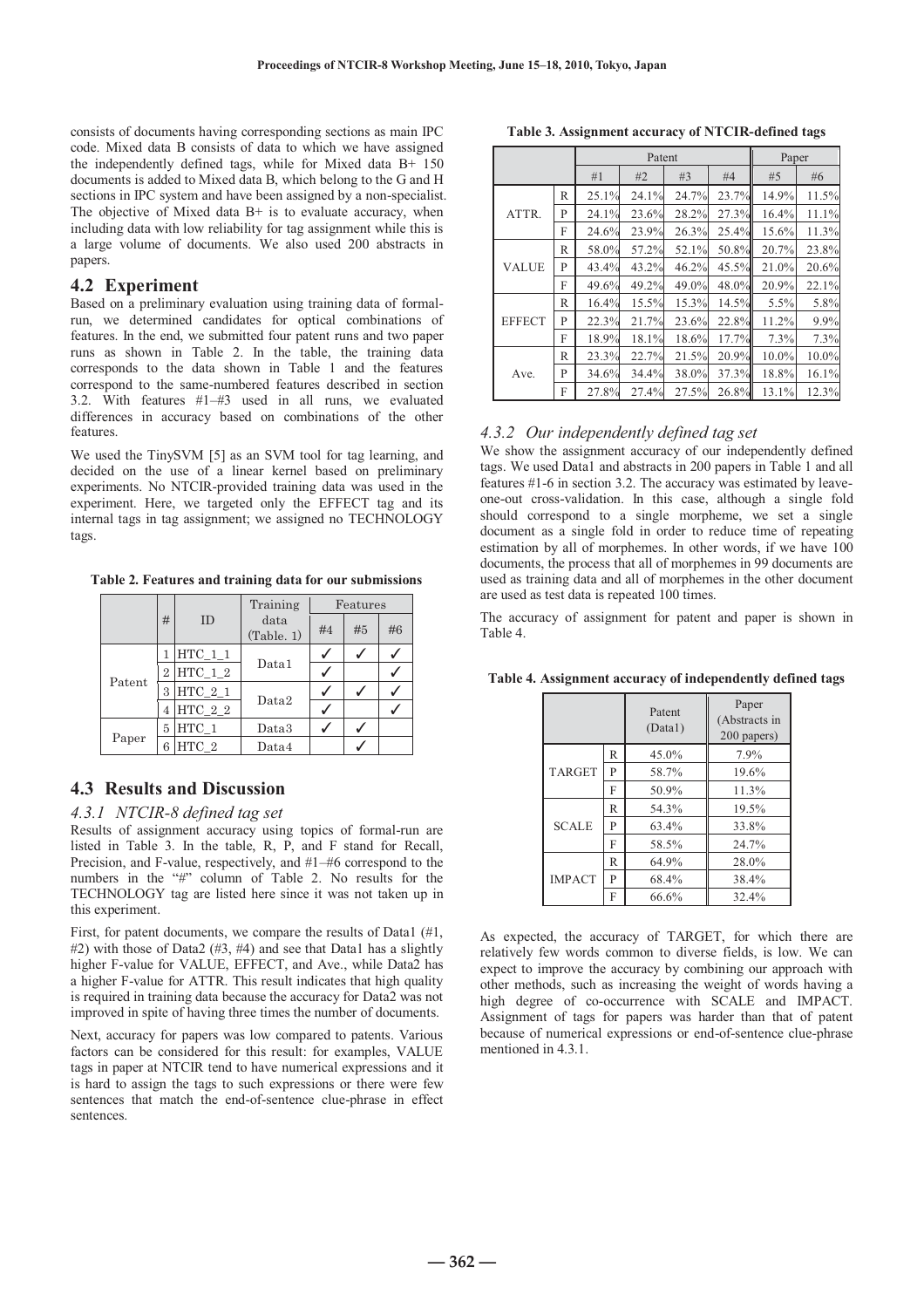consists of documents having corresponding sections as main IPC code. Mixed data B consists of data to which we have assigned the independently defined tags, while for Mixed data B+ 150 documents is added to Mixed data B, which belong to the G and H sections in IPC system and have been assigned by a non-specialist. The objective of Mixed data B+ is to evaluate accuracy, when including data with low reliability for tag assignment while this is a large volume of documents. We also used 200 abstracts in papers.

## 4.2 Experiment

Based on a preliminary evaluation using training data of formal-run, we determined candidates for optical combinations of features. In the end, we submitted four patent runs and two paper runs as shown in Table 2. In the table, the training data corresponds to the data shown in Table 1 and the features correspond to the same-numbered features described in section 3.2. With features #1–#3 used in all runs, we evaluated differences in accuracy based on combinations of the other features.

We used the TinySVM [5] as an SVM tool for tag learning, and decided on the use of a linear kernel based on preliminary experiments. No NTCIR-provided training data was used in the experiment. Here, we targeted only the EFFECT tag and its internal tags in tag assignment; we assigned no TECHNOLOGY tags.

**Table 2. Features and training data for our submissions**

| | # | ID | Training data (Table. 1) | Features | | |
|---|---|---|---|---|---|---|
| | | | | #4 | #5 | #6 |
| Patent | 1 | HTC_1_1 | Data1 | ✓ | ✓ | ✓ |
| | 2 | HTC_1_2 | | ✓ | | ✓ |
| | 3 | HTC_2_1 | Data2 | ✓ | ✓ | ✓ |
| | 4 | HTC_2_2 | | ✓ | | ✓ |
| Paper | 5 | HTC_1 | Data3 | ✓ | ✓ | |
| | 6 | HTC_2 | Data4 | | ✓ | |

## 4.3 Results and Discussion

### *4.3.1 NTCIR-8 defined tag set*

Results of assignment accuracy using topics of formal-run are listed in Table 3. In the table, R, P, and F stand for Recall, Precision, and F-value, respectively, and #1–#6 correspond to the numbers in the "#" column of Table 2. No results for the TECHNOLOGY tag are listed here since it was not taken up in this experiment.

First, for patent documents, we compare the results of Data1 (#1, #2) with those of Data2 (#3, #4) and see that Data1 has a slightly higher F-value for VALUE, EFFECT, and Ave., while Data2 has a higher F-value for ATTR. This result indicates that high quality is required in training data because the accuracy for Data2 was not improved in spite of having three times the number of documents.

Next, accuracy for papers was low compared to patents. Various factors can be considered for this result: for examples, VALUE tags in paper at NTCIR tend to have numerical expressions and it is hard to assign the tags to such expressions or there were few sentences that match the end-of-sentence clue-phrase in effect sentences.

**Table 3. Assignment accuracy of NTCIR-defined tags**

| | | Patent | | | | Paper | |
|---|---|---|---|---|---|---|---|
| | | #1 | #2 | #3 | #4 | #5 | #6 |
| ATTR. | R | 25.1% | 24.1% | 24.7% | 23.7% | 14.9% | 11.5% |
| | P | 24.1% | 23.6% | 28.2% | 27.3% | 16.4% | 11.1% |
| | F | 24.6% | 23.9% | 26.3% | 25.4% | 15.6% | 11.3% |
| VALUE | R | 58.0% | 57.2% | 52.1% | 50.8% | 20.7% | 23.8% |
| | P | 43.4% | 43.2% | 46.2% | 45.5% | 21.0% | 20.6% |
| | F | 49.6% | 49.2% | 49.0% | 48.0% | 20.9% | 22.1% |
| EFFECT | R | 16.4% | 15.5% | 15.3% | 14.5% | 5.5% | 5.8% |
| | P | 22.3% | 21.7% | 23.6% | 22.8% | 11.2% | 9.9% |
| | F | 18.9% | 18.1% | 18.6% | 17.7% | 7.3% | 7.3% |
| Ave. | R | 23.3% | 22.7% | 21.5% | 20.9% | 10.0% | 10.0% |
| | P | 34.6% | 34.4% | 38.0% | 37.3% | 18.8% | 16.1% |
| | F | 27.8% | 27.4% | 27.5% | 26.8% | 13.1% | 12.3% |

### *4.3.2 Our independently defined tag set*

We show the assignment accuracy of our independently defined tags. We used Data1 and abstracts in 200 papers in Table 1 and all features #1-6 in section 3.2. The accuracy was estimated by leave-one-out cross-validation. In this case, although a single fold should correspond to a single morpheme, we set a single document as a single fold in order to reduce time of repeating estimation by all of morphemes. In other words, if we have 100 documents, the process that all of morphemes in 99 documents are used as training data and all of morphemes in the other document are used as test data is repeated 100 times.

The accuracy of assignment for patent and paper is shown in Table 4.

**Table 4. Assignment accuracy of independently defined tags**

| | | Patent (Data1) | Paper (Abstracts in 200 papers) |
|---|---|---|---|
| TARGET | R | 45.0% | 7.9% |
| | P | 58.7% | 19.6% |
| | F | 50.9% | 11.3% |
| SCALE | R | 54.3% | 19.5% |
| | P | 63.4% | 33.8% |
| | F | 58.5% | 24.7% |
| IMPACT | R | 64.9% | 28.0% |
| | P | 68.4% | 38.4% |
| | F | 66.6% | 32.4% |

As expected, the accuracy of TARGET, for which there are relatively few words common to diverse fields, is low. We can expect to improve the accuracy by combining our approach with other methods, such as increasing the weight of words having a high degree of co-occurrence with SCALE and IMPACT. Assignment of tags for papers was harder than that of patent because of numerical expressions or end-of-sentence clue-phrase mentioned in 4.3.1.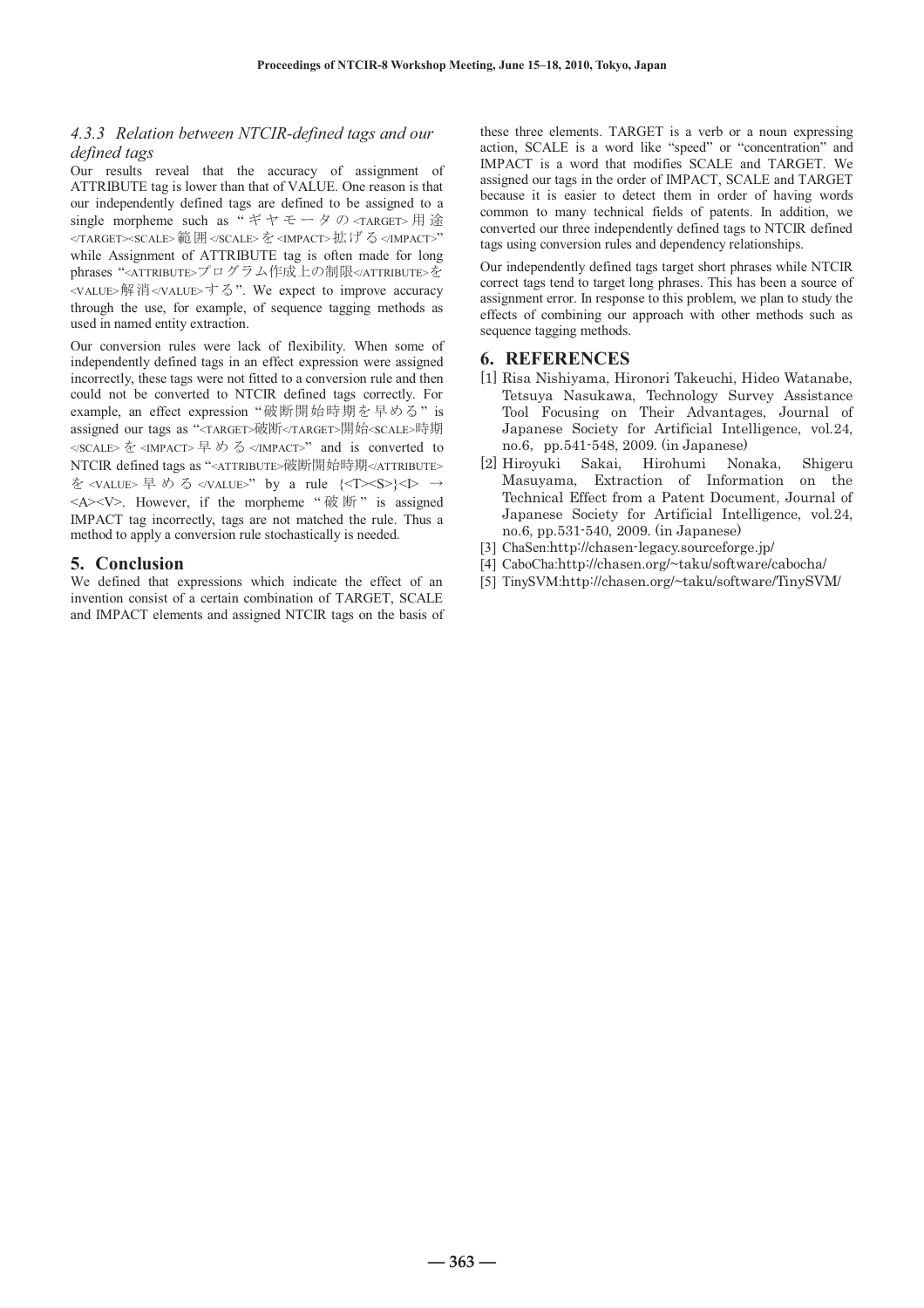### 4.3.3 Relation between NTCIR-defined tags and our defined tags

Our results reveal that the accuracy of assignment of ATTRIBUTE tag is lower than that of VALUE. One reason is that our independently defined tags are defined to be assigned to a single morpheme such as "ギヤモータの<TARGET>用途</TARGET><SCALE>範囲</SCALE>を<IMPACT>拡げる</IMPACT>" while Assignment of ATTRIBUTE tag is often made for long phrases "<ATTRIBUTE>プログラム作成上の制限</ATTRIBUTE>を<VALUE>解消</VALUE>する". We expect to improve accuracy through the use, for example, of sequence tagging methods as used in named entity extraction.

Our conversion rules were lack of flexibility. When some of independently defined tags in an effect expression were assigned incorrectly, these tags were not fitted to a conversion rule and then could not be converted to NTCIR defined tags correctly. For example, an effect expression "破断開始時期を早める" is assigned our tags as "<TARGET>破断</TARGET>開始<SCALE>時期</SCALE>を<IMPACT>早める</IMPACT>" and is converted to NTCIR defined tags as "<ATTRIBUTE>破断開始時期</ATTRIBUTE>を<VALUE>早める</VALUE>" by a rule {<T><S>}<I> → <A><V>. However, if the morpheme "破断" is assigned IMPACT tag incorrectly, tags are not matched the rule. Thus a method to apply a conversion rule stochastically is needed.

## 5. Conclusion

We defined that expressions which indicate the effect of an invention consist of a certain combination of TARGET, SCALE and IMPACT elements and assigned NTCIR tags on the basis of these three elements. TARGET is a verb or a noun expressing action, SCALE is a word like "speed" or "concentration" and IMPACT is a word that modifies SCALE and TARGET. We assigned our tags in the order of IMPACT, SCALE and TARGET because it is easier to detect them in order of having words common to many technical fields of patents. In addition, we converted our three independently defined tags to NTCIR defined tags using conversion rules and dependency relationships.

Our independently defined tags target short phrases while NTCIR correct tags tend to target long phrases. This has been a source of assignment error. In response to this problem, we plan to study the effects of combining our approach with other methods such as sequence tagging methods.

## 6. REFERENCES

[1] Risa Nishiyama, Hironori Takeuchi, Hideo Watanabe, Tetsuya Nasukawa, Technology Survey Assistance Tool Focusing on Their Advantages, Journal of Japanese Society for Artificial Intelligence, vol.24, no.6, pp.541-548, 2009. (in Japanese)

[2] Hiroyuki Sakai, Hirohumi Nonaka, Shigeru Masuyama, Extraction of Information on the Technical Effect from a Patent Document, Journal of Japanese Society for Artificial Intelligence, vol.24, no.6, pp.531-540, 2009. (in Japanese)

[3] ChaSen:http://chasen-legacy.sourceforge.jp/

[4] CaboCha:http://chasen.org/~taku/software/cabocha/

[5] TinySVM:http://chasen.org/~taku/software/TinySVM/